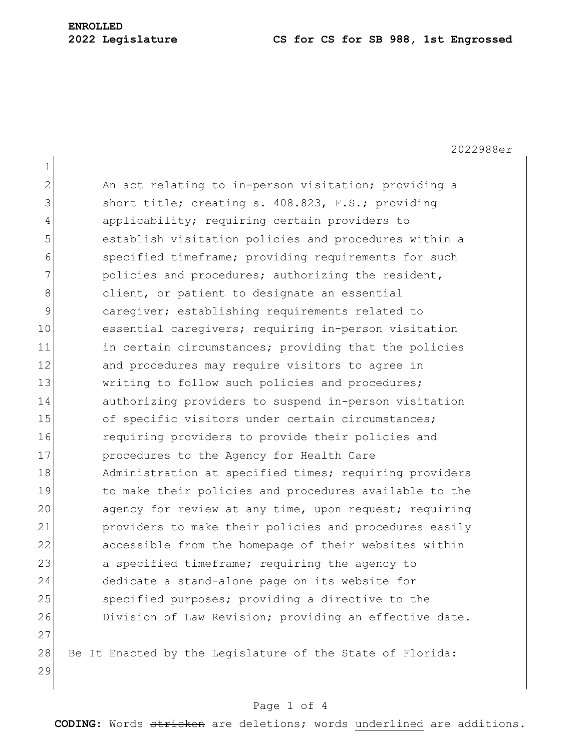**ENROLLED**

**2022 Legislature CS for CS for SB 988, 1st Engrossed**

2022988er

An act relating to in-person visitation; providing a short title; creating s. 408.823, F.S.; providing applicability; requiring certain providers to establish visitation policies and procedures within a specified timeframe; providing requirements for such policies and procedures; authorizing the resident, client, or patient to designate an essential caregiver; establishing requirements related to essential caregivers; requiring in-person visitation in certain circumstances; providing that the policies and procedures may require visitors to agree in writing to follow such policies and procedures; authorizing providers to suspend in-person visitation of specific visitors under certain circumstances; requiring providers to provide their policies and procedures to the Agency for Health Care Administration at specified times; requiring providers to make their policies and procedures available to the agency for review at any time, upon request; requiring providers to make their policies and procedures easily accessible from the homepage of their websites within a specified timeframe; requiring the agency to dedicate a stand-alone page on its website for specified purposes; providing a directive to the Division of Law Revision; providing an effective date.

Be It Enacted by the Legislature of the State of Florida:

**CODING:** Words ~~stricken~~ are deletions; words underlined are additions.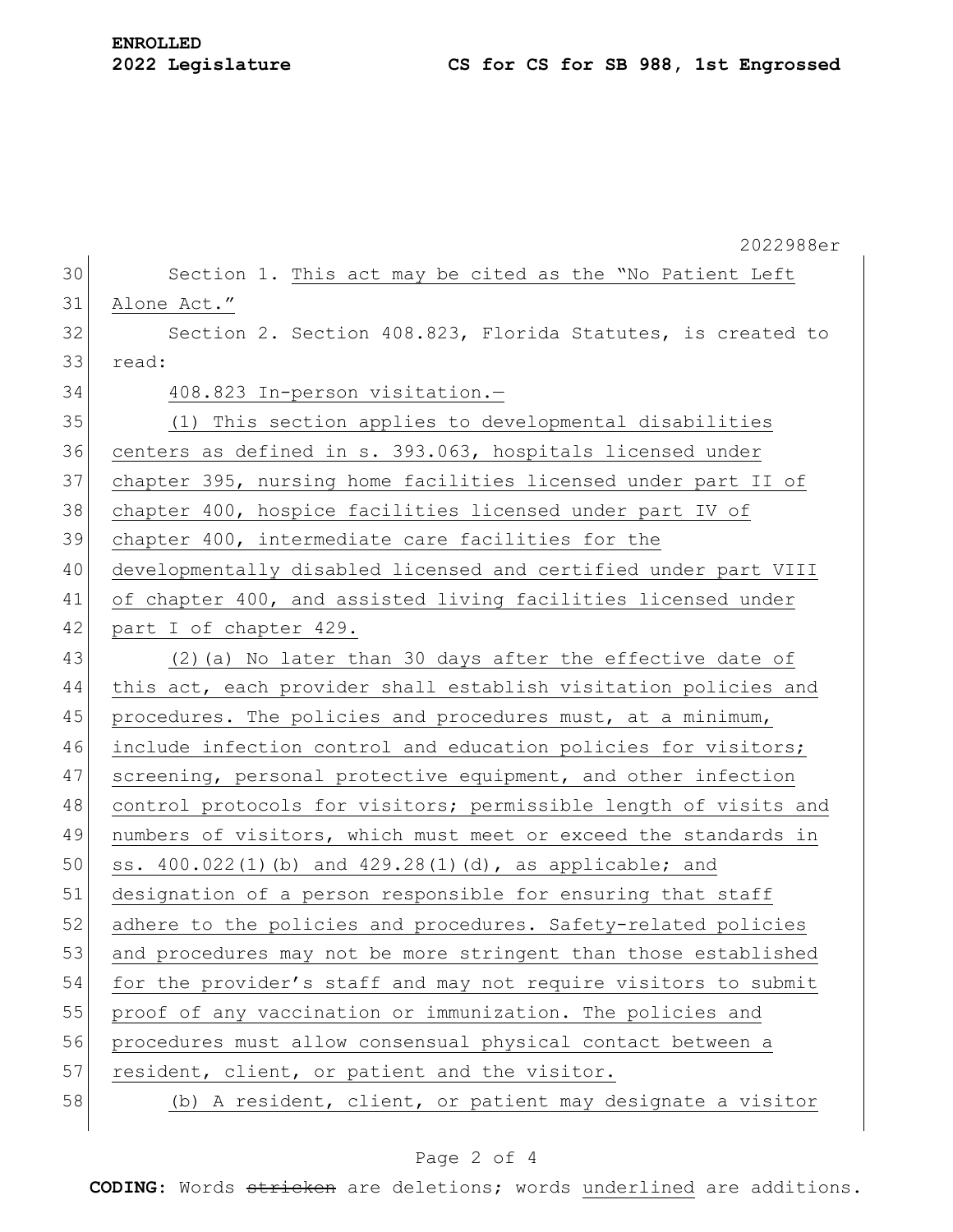Section 1. This act may be cited as the "No Patient Left Alone Act."

Section 2. Section 408.823, Florida Statutes, is created to read:

408.823 In-person visitation.—

(1) This section applies to developmental disabilities centers as defined in s. 393.063, hospitals licensed under chapter 395, nursing home facilities licensed under part II of chapter 400, hospice facilities licensed under part IV of chapter 400, intermediate care facilities for the developmentally disabled licensed and certified under part VIII of chapter 400, and assisted living facilities licensed under part I of chapter 429.

(2)(a) No later than 30 days after the effective date of this act, each provider shall establish visitation policies and procedures. The policies and procedures must, at a minimum, include infection control and education policies for visitors; screening, personal protective equipment, and other infection control protocols for visitors; permissible length of visits and numbers of visitors, which must meet or exceed the standards in ss. 400.022(1)(b) and 429.28(1)(d), as applicable; and designation of a person responsible for ensuring that staff adhere to the policies and procedures. Safety-related policies and procedures may not be more stringent than those established for the provider's staff and may not require visitors to submit proof of any vaccination or immunization. The policies and procedures must allow consensual physical contact between a resident, client, or patient and the visitor.

(b) A resident, client, or patient may designate a visitor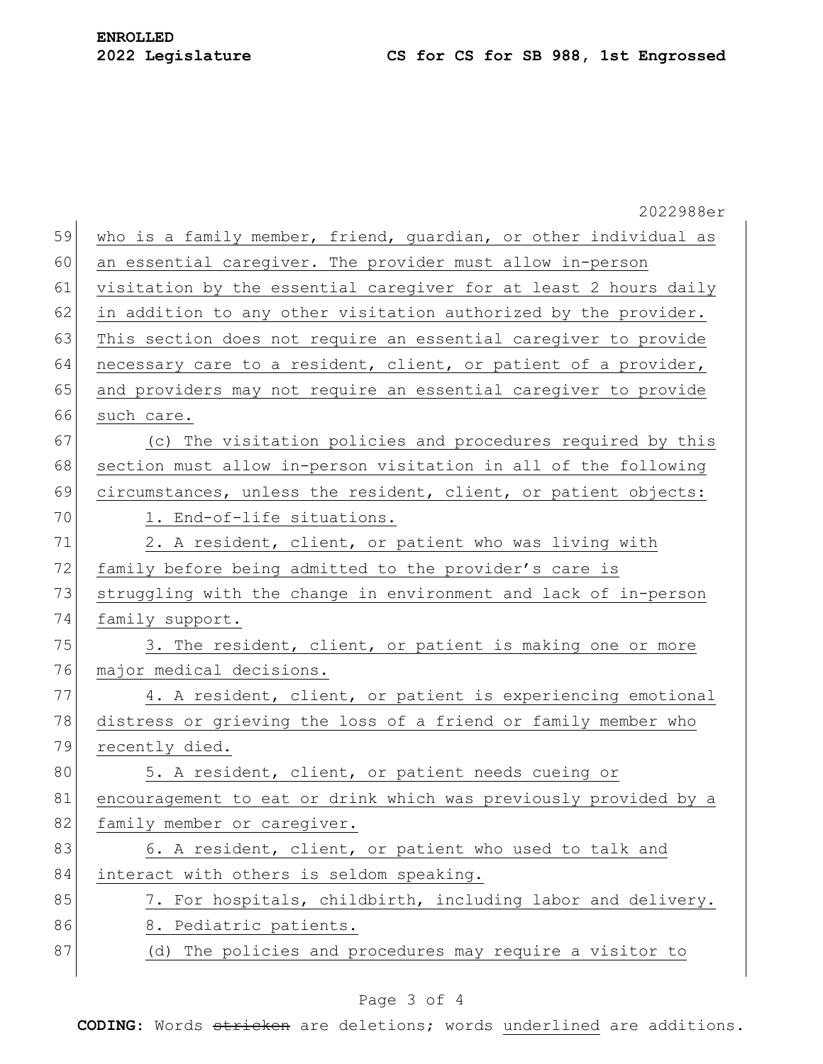who is a family member, friend, guardian, or other individual as an essential caregiver. The provider must allow in-person visitation by the essential caregiver for at least 2 hours daily in addition to any other visitation authorized by the provider. This section does not require an essential caregiver to provide necessary care to a resident, client, or patient of a provider, and providers may not require an essential caregiver to provide such care.

(c) The visitation policies and procedures required by this section must allow in-person visitation in all of the following circumstances, unless the resident, client, or patient objects:

1. End-of-life situations.

2. A resident, client, or patient who was living with family before being admitted to the provider's care is struggling with the change in environment and lack of in-person family support.

3. The resident, client, or patient is making one or more major medical decisions.

4. A resident, client, or patient is experiencing emotional distress or grieving the loss of a friend or family member who recently died.

5. A resident, client, or patient needs cueing or encouragement to eat or drink which was previously provided by a family member or caregiver.

6. A resident, client, or patient who used to talk and interact with others is seldom speaking.

7. For hospitals, childbirth, including labor and delivery.

8. Pediatric patients.

(d) The policies and procedures may require a visitor to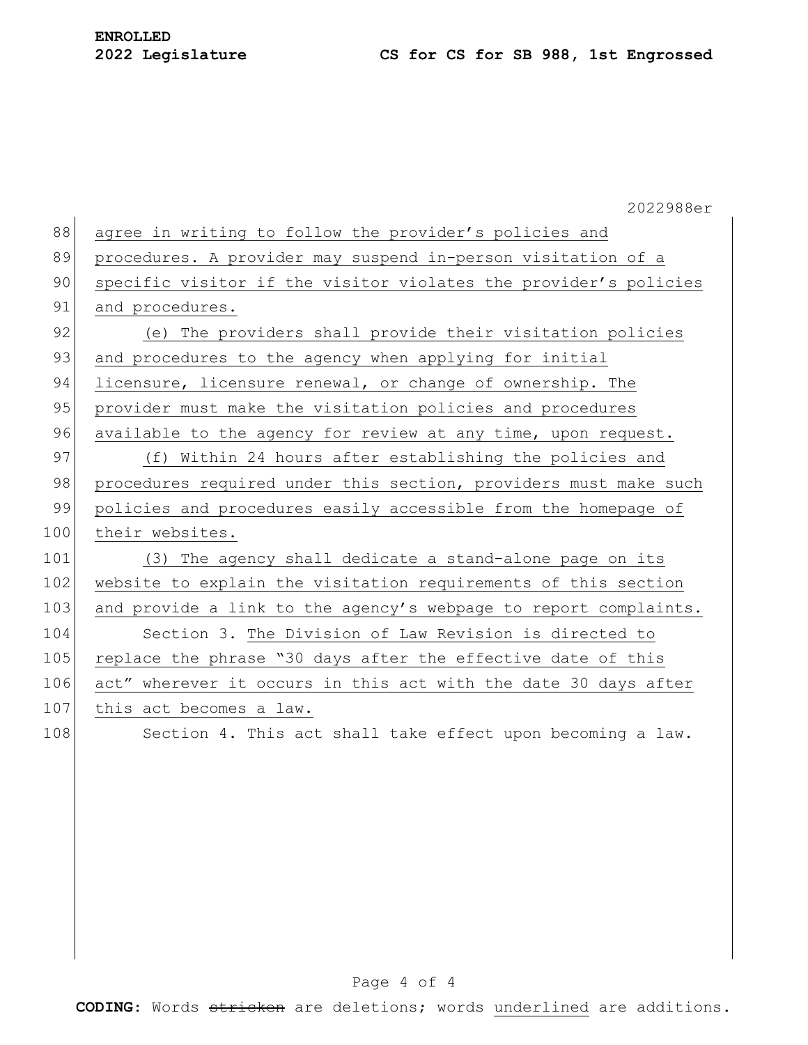agree in writing to follow the provider's policies and procedures. A provider may suspend in-person visitation of a specific visitor if the visitor violates the provider's policies and procedures.

(e) The providers shall provide their visitation policies and procedures to the agency when applying for initial licensure, licensure renewal, or change of ownership. The provider must make the visitation policies and procedures available to the agency for review at any time, upon request.

(f) Within 24 hours after establishing the policies and procedures required under this section, providers must make such policies and procedures easily accessible from the homepage of their websites.

(3) The agency shall dedicate a stand-alone page on its website to explain the visitation requirements of this section and provide a link to the agency's webpage to report complaints.

Section 3. The Division of Law Revision is directed to replace the phrase "30 days after the effective date of this act" wherever it occurs in this act with the date 30 days after this act becomes a law.

Section 4. This act shall take effect upon becoming a law.